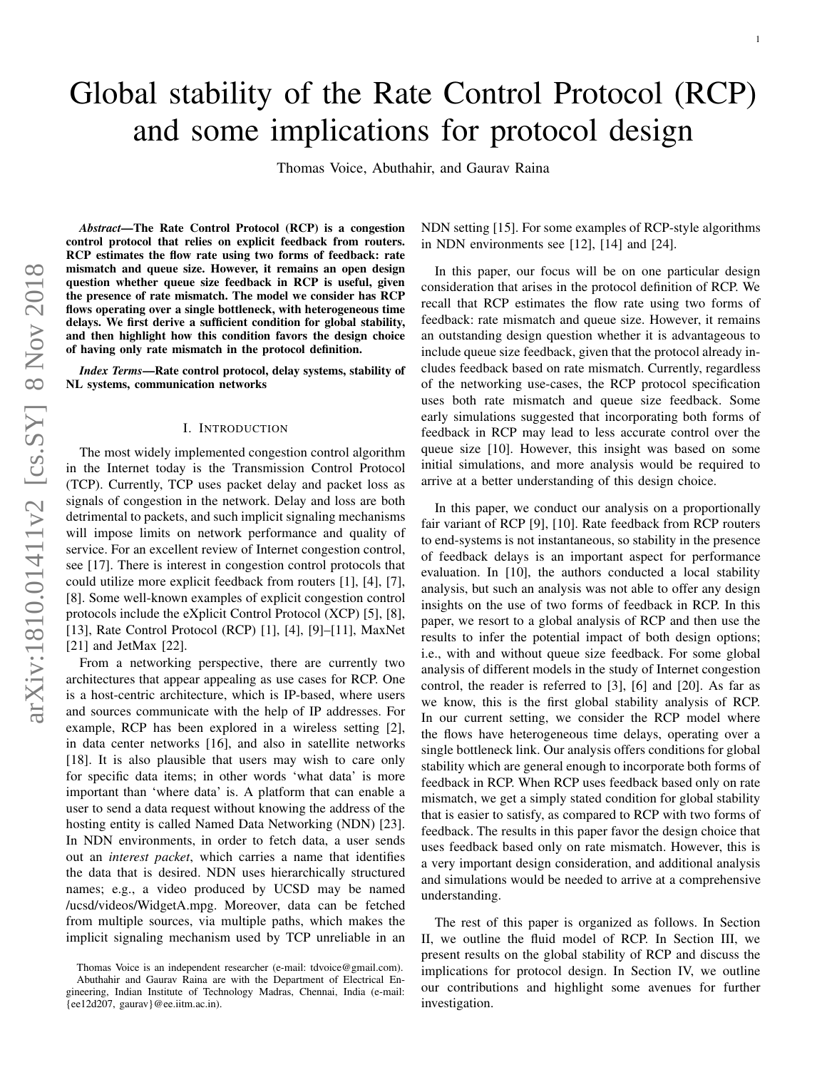# Global stability of the Rate Control Protocol (RCP) and some implications for protocol design

Thomas Voice, Abuthahir, and Gaurav Raina

***Abstract*—The Rate Control Protocol (RCP) is a congestion control protocol that relies on explicit feedback from routers. RCP estimates the flow rate using two forms of feedback: rate mismatch and queue size. However, it remains an open design question whether queue size feedback in RCP is useful, given the presence of rate mismatch. The model we consider has RCP flows operating over a single bottleneck, with heterogeneous time delays. We first derive a sufficient condition for global stability, and then highlight how this condition favors the design choice of having only rate mismatch in the protocol definition.**

***Index Terms*—Rate control protocol, delay systems, stability of NL systems, communication networks**

## I. Introduction

The most widely implemented congestion control algorithm in the Internet today is the Transmission Control Protocol (TCP). Currently, TCP uses packet delay and packet loss as signals of congestion in the network. Delay and loss are both detrimental to packets, and such implicit signaling mechanisms will impose limits on network performance and quality of service. For an excellent review of Internet congestion control, see [17]. There is interest in congestion control protocols that could utilize more explicit feedback from routers [1], [4], [7], [8]. Some well-known examples of explicit congestion control protocols include the eXplicit Control Protocol (XCP) [5], [8], [13], Rate Control Protocol (RCP) [1], [4], [9]–[11], MaxNet [21] and JetMax [22].

From a networking perspective, there are currently two architectures that appear appealing as use cases for RCP. One is a host-centric architecture, which is IP-based, where users and sources communicate with the help of IP addresses. For example, RCP has been explored in a wireless setting [2], in data center networks [16], and also in satellite networks [18]. It is also plausible that users may wish to care only for specific data items; in other words 'what data' is more important than 'where data' is. A platform that can enable a user to send a data request without knowing the address of the hosting entity is called Named Data Networking (NDN) [23]. In NDN environments, in order to fetch data, a user sends out an *interest packet*, which carries a name that identifies the data that is desired. NDN uses hierarchically structured names; e.g., a video produced by UCSD may be named /ucsd/videos/WidgetA.mpg. Moreover, data can be fetched from multiple sources, via multiple paths, which makes the implicit signaling mechanism used by TCP unreliable in an NDN setting [15]. For some examples of RCP-style algorithms in NDN environments see [12], [14] and [24].

In this paper, our focus will be on one particular design consideration that arises in the protocol definition of RCP. We recall that RCP estimates the flow rate using two forms of feedback: rate mismatch and queue size. However, it remains an outstanding design question whether it is advantageous to include queue size feedback, given that the protocol already includes feedback based on rate mismatch. Currently, regardless of the networking use-cases, the RCP protocol specification uses both rate mismatch and queue size feedback. Some early simulations suggested that incorporating both forms of feedback in RCP may lead to less accurate control over the queue size [10]. However, this insight was based on some initial simulations, and more analysis would be required to arrive at a better understanding of this design choice.

In this paper, we conduct our analysis on a proportionally fair variant of RCP [9], [10]. Rate feedback from RCP routers to end-systems is not instantaneous, so stability in the presence of feedback delays is an important aspect for performance evaluation. In [10], the authors conducted a local stability analysis, but such an analysis was not able to offer any design insights on the use of two forms of feedback in RCP. In this paper, we resort to a global analysis of RCP and then use the results to infer the potential impact of both design options; i.e., with and without queue size feedback. For some global analysis of different models in the study of Internet congestion control, the reader is referred to [3], [6] and [20]. As far as we know, this is the first global stability analysis of RCP. In our current setting, we consider the RCP model where the flows have heterogeneous time delays, operating over a single bottleneck link. Our analysis offers conditions for global stability which are general enough to incorporate both forms of feedback in RCP. When RCP uses feedback based only on rate mismatch, we get a simply stated condition for global stability that is easier to satisfy, as compared to RCP with two forms of feedback. The results in this paper favor the design choice that uses feedback based only on rate mismatch. However, this is a very important design consideration, and additional analysis and simulations would be needed to arrive at a comprehensive understanding.

The rest of this paper is organized as follows. In Section II, we outline the fluid model of RCP. In Section III, we present results on the global stability of RCP and discuss the implications for protocol design. In Section IV, we outline our contributions and highlight some avenues for further investigation.

Thomas Voice is an independent researcher (e-mail: tdvoice@gmail.com). Abuthahir and Gaurav Raina are with the Department of Electrical Engineering, Indian Institute of Technology Madras, Chennai, India (e-mail: {ee12d207, gaurav}@ee.iitm.ac.in).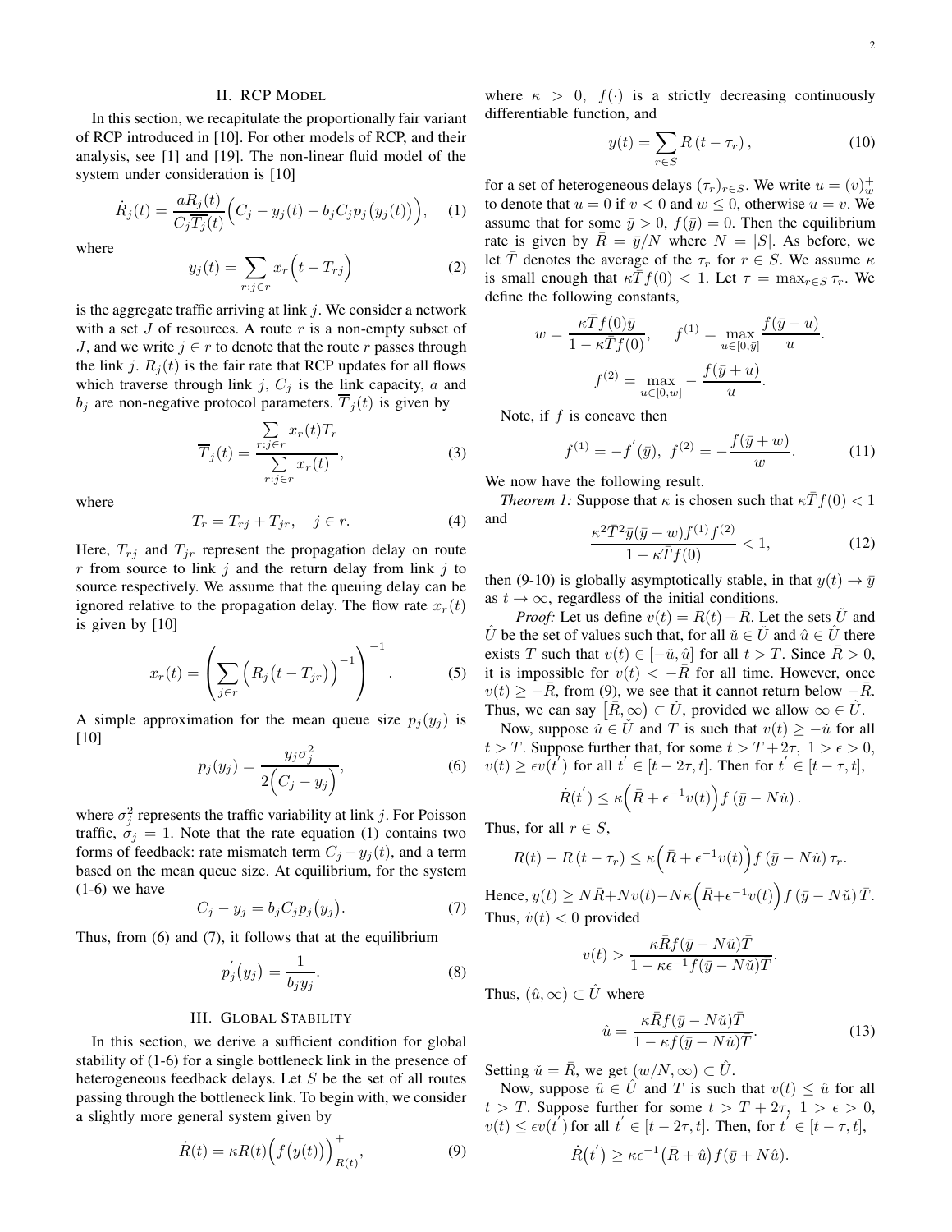## II. RCP Model

In this section, we recapitulate the proportionally fair variant of RCP introduced in [10]. For other models of RCP, and their analysis, see [1] and [19]. The non-linear fluid model of the system under consideration is [10]

$$\dot{R}_j(t) = \frac{aR_j(t)}{C_j\overline{T_j}(t)}\Big(C_j - y_j(t) - b_jC_jp_j\big(y_j(t)\big)\Big), \quad (1)$$

where

$$y_j(t) = \sum_{r:j\in r} x_r\Big(t - T_{rj}\Big) \quad (2)$$

is the aggregate traffic arriving at link $j$. We consider a network with a set $J$ of resources. A route $r$ is a non-empty subset of $J$, and we write $j \in r$ to denote that the route $r$ passes through the link $j$. $R_j(t)$ is the fair rate that RCP updates for all flows which traverse through link $j$, $C_j$ is the link capacity, $a$ and $b_j$ are non-negative protocol parameters. $\overline{T}_j(t)$ is given by

$$\overline{T}_j(t) = \frac{\sum\limits_{r:j\in r} x_r(t)T_r}{\sum\limits_{r:j\in r} x_r(t)}, \quad (3)$$

where

$$T_r = T_{rj} + T_{jr}, \quad j \in r. \quad (4)$$

Here, $T_{rj}$ and $T_{jr}$ represent the propagation delay on route $r$ from source to link $j$ and the return delay from link $j$ to source respectively. We assume that the queuing delay can be ignored relative to the propagation delay. The flow rate $x_r(t)$ is given by [10]

$$x_r(t) = \left(\sum_{j\in r}\Big(R_j\big(t - T_{jr}\big)\Big)^{-1}\right)^{-1}. \quad (5)$$

A simple approximation for the mean queue size $p_j(y_j)$ is [10]

$$p_j(y_j) = \frac{y_j\sigma_j^2}{2\Big(C_j - y_j\Big)}, \quad (6)$$

where $\sigma_j^2$ represents the traffic variability at link $j$. For Poisson traffic, $\sigma_j = 1$. Note that the rate equation (1) contains two forms of feedback: rate mismatch term $C_j - y_j(t)$, and a term based on the mean queue size. At equilibrium, for the system (1-6) we have

$$C_j - y_j = b_jC_jp_j\big(y_j\big). \quad (7)$$

Thus, from (6) and (7), it follows that at the equilibrium

$$p_j^{'}\big(y_j\big) = \frac{1}{b_jy_j}. \quad (8)$$

## III. Global Stability

In this section, we derive a sufficient condition for global stability of (1-6) for a single bottleneck link in the presence of heterogeneous feedback delays. Let $S$ be the set of all routes passing through the bottleneck link. To begin with, we consider a slightly more general system given by

$$\dot{R}(t) = \kappa R(t)\Big(f\big(y(t)\big)\Big)^{+}_{R(t)}, \quad (9)$$

where $\kappa > 0$, $f(\cdot)$ is a strictly decreasing continuously differentiable function, and

$$y(t) = \sum_{r\in S} R\left(t - \tau_r\right), \quad (10)$$

for a set of heterogeneous delays $(\tau_r)_{r\in S}$. We write $u = (v)^+_w$ to denote that $u = 0$ if $v < 0$ and $w \leq 0$, otherwise $u = v$. We assume that for some $\bar{y} > 0$, $f(\bar{y}) = 0$. Then the equilibrium rate is given by $\bar{R} = \bar{y}/N$ where $N = |S|$. As before, we let $\bar{T}$ denotes the average of the $\tau_r$ for $r \in S$. We assume $\kappa$ is small enough that $\kappa\bar{T}f(0) < 1$. Let $\tau = \max_{r\in S}\tau_r$. We define the following constants,

$$w = \frac{\kappa\bar{T}f(0)\bar{y}}{1 - \kappa\bar{T}f(0)}, \qquad f^{(1)} = \max_{u\in[0,\bar{y}]}\frac{f(\bar{y} - u)}{u}.$$

$$f^{(2)} = \max_{u\in[0,w]} -\frac{f(\bar{y} + u)}{u}.$$

Note, if $f$ is concave then

$$f^{(1)} = -f^{'}(\bar{y}), \ f^{(2)} = -\frac{f(\bar{y} + w)}{w}. \quad (11)$$

We now have the following result.

*Theorem 1:* Suppose that $\kappa$ is chosen such that $\kappa\bar{T}f(0) < 1$ and

$$\frac{\kappa^2\bar{T}^2\bar{y}(\bar{y} + w)f^{(1)}f^{(2)}}{1 - \kappa\bar{T}f(0)} < 1, \quad (12)$$

then (9-10) is globally asymptotically stable, in that $y(t) \to \bar{y}$ as $t \to \infty$, regardless of the initial conditions.

*Proof:* Let us define $v(t) = R(t) - \bar{R}$. Let the sets $\check{U}$ and $\hat{U}$ be the set of values such that, for all $\check{u} \in \check{U}$ and $\hat{u} \in \hat{U}$ there exists $T$ such that $v(t) \in [-\check{u}, \hat{u}]$ for all $t > T$. Since $\bar{R} > 0$, it is impossible for $v(t) < -\bar{R}$ for all time. However, once $v(t) \geq -\bar{R}$, from (9), we see that it cannot return below $-\bar{R}$. Thus, we can say $\big[\bar{R}, \infty\big) \subset \check{U}$, provided we allow $\infty \in \hat{U}$.

Now, suppose $\check{u} \in \check{U}$ and $T$ is such that $v(t) \geq -\check{u}$ for all $t > T$. Suppose further that, for some $t > T + 2\tau$, $1 > \epsilon > 0$, $v(t) \geq \epsilon v(t^{'})$ for all $t^{'} \in [t - 2\tau, t]$. Then for $t^{'} \in [t - \tau, t]$,

$$\dot{R}(t^{'}) \leq \kappa\Big(\bar{R} + \epsilon^{-1}v(t)\Big)f\left(\bar{y} - N\check{u}\right).$$

Thus, for all $r \in S$,

$$R(t) - R\left(t - \tau_r\right) \leq \kappa\Big(\bar{R} + \epsilon^{-1}v(t)\Big)f\left(\bar{y} - N\check{u}\right)\tau_r.$$

Hence, $y(t) \geq N\bar{R} + Nv(t) - N\kappa\Big(\bar{R} + \epsilon^{-1}v(t)\Big)f\left(\bar{y} - N\check{u}\right)\bar{T}$. Thus, $\dot{v}(t) < 0$ provided

$$v(t) > \frac{\kappa\bar{R}f(\bar{y} - N\check{u})\bar{T}}{1 - \kappa\epsilon^{-1}f(\bar{y} - N\check{u})\bar{T}}.$$

Thus, $(\hat{u}, \infty) \subset \hat{U}$ where

$$\hat{u} = \frac{\kappa\bar{R}f(\bar{y} - N\check{u})\bar{T}}{1 - \kappa f(\bar{y} - N\check{u})\bar{T}}. \quad (13)$$

Setting $\check{u} = \bar{R}$, we get $(w/N, \infty) \subset \hat{U}$.

Now, suppose $\hat{u} \in \hat{U}$ and $T$ is such that $v(t) \leq \hat{u}$ for all $t > T$. Suppose further for some $t > T + 2\tau$, $1 > \epsilon > 0$, $v(t) \leq \epsilon v(t^{'})$ for all $t^{'} \in [t - 2\tau, t]$. Then, for $t^{'} \in [t - \tau, t]$,

$$\dot{R}\big(t^{'}\big) \geq \kappa\epsilon^{-1}\big(\bar{R} + \hat{u}\big)f(\bar{y} + N\hat{u}).$$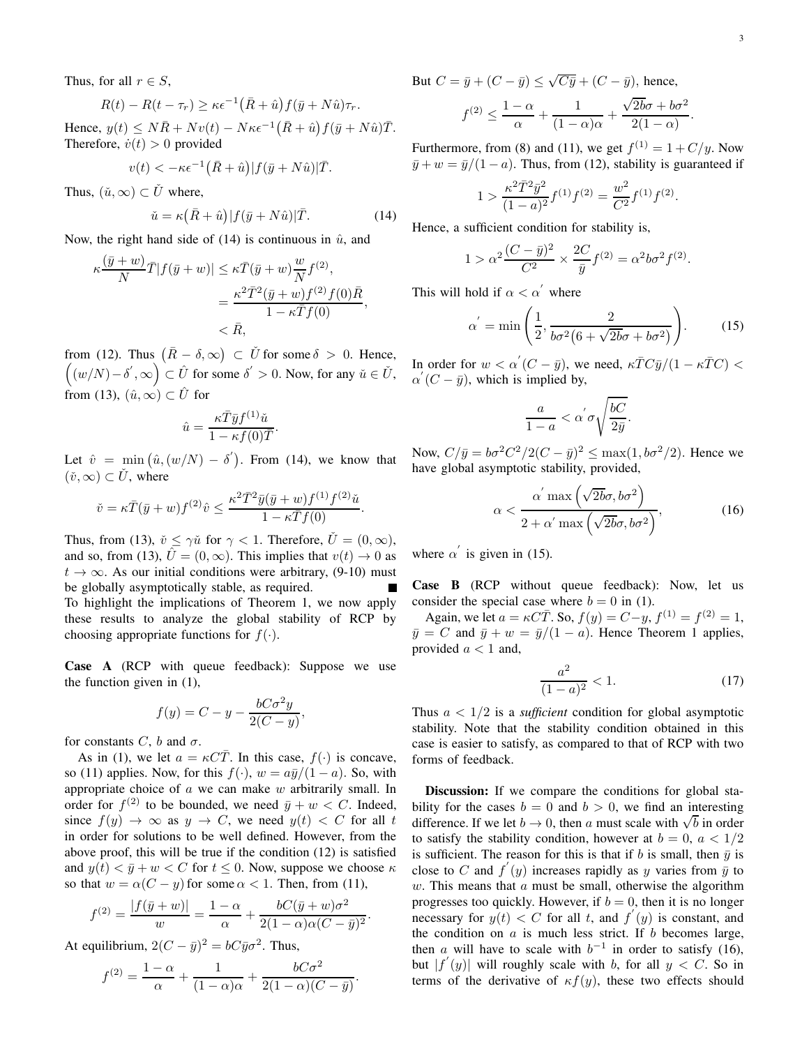Thus, for all $r \in S$,

$$R(t) - R(t-\tau_r) \geq \kappa\epsilon^{-1}\big(\bar{R}+\hat{u}\big)f(\bar{y}+N\hat{u})\tau_r.$$

Hence, $y(t) \leq N\bar{R} + Nv(t) - N\kappa\epsilon^{-1}\big(\bar{R}+\hat{u}\big)f(\bar{y}+N\hat{u})\bar{T}$. Therefore, $\dot{v}(t) > 0$ provided

$$v(t) < -\kappa\epsilon^{-1}\big(\bar{R}+\hat{u}\big)|f(\bar{y}+N\hat{u})|\bar{T}.$$

Thus, $(\check{u},\infty) \subset \check{U}$ where,

$$\check{u} = \kappa\big(\bar{R}+\hat{u}\big)|f(\bar{y}+N\hat{u})|\bar{T}. \tag{14}$$

Now, the right hand side of (14) is continuous in $\hat{u}$, and

$$\begin{aligned}\kappa\frac{(\bar{y}+w)}{N}\bar{T}|f(\bar{y}+w)| &\leq \kappa\bar{T}(\bar{y}+w)\frac{w}{N}f^{(2)},\\ &= \frac{\kappa^2\bar{T}^2(\bar{y}+w)f^{(2)}f(0)\bar{R}}{1-\kappa\bar{T}f(0)},\\ &< \bar{R},\end{aligned}$$

from (12). Thus $\big(\bar{R}-\delta,\infty\big) \subset \check{U}$ for some $\delta > 0$. Hence, $\Big((w/N)-\delta^{'},\infty\Big) \subset \hat{U}$ for some $\delta^{'} > 0$. Now, for any $\check{u} \in \check{U}$, from (13), $(\hat{u},\infty) \subset \hat{U}$ for

$$\hat{u} = \frac{\kappa\bar{T}\bar{y}f^{(1)}\check{u}}{1-\kappa f(0)\bar{T}}.$$

Let $\hat{v} = \min\big(\hat{u},(w/N)-\delta^{'}\big)$. From (14), we know that $(\check{v},\infty) \subset \check{U}$, where

$$\check{v} = \kappa\bar{T}(\bar{y}+w)f^{(2)}\hat{v} \leq \frac{\kappa^2\bar{T}^2\bar{y}(\bar{y}+w)f^{(1)}f^{(2)}\check{u}}{1-\kappa\bar{T}f(0)}.$$

Thus, from (13), $\check{v} \leq \gamma\check{u}$ for $\gamma < 1$. Therefore, $\check{U} = (0,\infty)$, and so, from (13), $\hat{U} = (0,\infty)$. This implies that $v(t) \to 0$ as $t \to \infty$. As our initial conditions were arbitrary, (9-10) must be globally asymptotically stable, as required. ∎

To highlight the implications of Theorem 1, we now apply these results to analyze the global stability of RCP by choosing appropriate functions for $f(\cdot)$.

**Case A** (RCP with queue feedback): Suppose we use the function given in (1),

$$f(y) = C - y - \frac{bC\sigma^2 y}{2(C-y)},$$

for constants $C$, $b$ and $\sigma$.

As in (1), we let $a = \kappa C\bar{T}$. In this case, $f(\cdot)$ is concave, so (11) applies. Now, for this $f(\cdot)$, $w = a\bar{y}/(1-a)$. So, with appropriate choice of $a$ we can make $w$ arbitrarily small. In order for $f^{(2)}$ to be bounded, we need $\bar{y}+w < C$. Indeed, since $f(y) \to \infty$ as $y \to C$, we need $y(t) < C$ for all $t$ in order for solutions to be well defined. However, from the above proof, this will be true if the condition (12) is satisfied and $y(t) < \bar{y}+w < C$ for $t \leq 0$. Now, suppose we choose $\kappa$ so that $w = \alpha(C-y)$ for some $\alpha < 1$. Then, from (11),

$$f^{(2)} = \frac{|f(\bar{y}+w)|}{w} = \frac{1-\alpha}{\alpha} + \frac{bC(\bar{y}+w)\sigma^2}{2(1-\alpha)\alpha(C-\bar{y})^2}.$$

At equilibrium, $2(C-\bar{y})^2 = bC\bar{y}\sigma^2$. Thus,

$$f^{(2)} = \frac{1-\alpha}{\alpha} + \frac{1}{(1-\alpha)\alpha} + \frac{bC\sigma^2}{2(1-\alpha)(C-\bar{y})}.$$

But $C = \bar{y} + (C-\bar{y}) \leq \sqrt{C\bar{y}} + (C-\bar{y})$, hence,

$$f^{(2)} \leq \frac{1-\alpha}{\alpha} + \frac{1}{(1-\alpha)\alpha} + \frac{\sqrt{2b}\sigma + b\sigma^2}{2(1-\alpha)}.$$

Furthermore, from (8) and (11), we get $f^{(1)} = 1 + C/y$. Now $\bar{y}+w = \bar{y}/(1-a)$. Thus, from (12), stability is guaranteed if

$$1 > \frac{\kappa^2\bar{T}^2\bar{y}^2}{(1-a)^2}f^{(1)}f^{(2)} = \frac{w^2}{C^2}f^{(1)}f^{(2)}.$$

Hence, a sufficient condition for stability is,

$$1 > \alpha^2\frac{(C-\bar{y})^2}{C^2} \times \frac{2C}{\bar{y}}f^{(2)} = \alpha^2 b\sigma^2 f^{(2)}.$$

This will hold if $\alpha < \alpha^{'}$ where

$$\alpha^{'} = \min\left(\frac{1}{2}, \frac{2}{b\sigma^2\big(6+\sqrt{2b}\sigma + b\sigma^2\big)}\right). \tag{15}$$

In order for $w < \alpha^{'}(C-\bar{y})$, we need, $\kappa\bar{T}C\bar{y}/(1-\kappa\bar{T}C) < \alpha^{'}(C-\bar{y})$, which is implied by,

$$\frac{a}{1-a} < \alpha^{'}\sigma\sqrt{\frac{bC}{2\bar{y}}}.$$

Now, $C/\bar{y} = b\sigma^2C^2/2(C-\bar{y})^2 \leq \max(1, b\sigma^2/2)$. Hence we have global asymptotic stability, provided,

$$\alpha < \frac{\alpha^{'}\max\Big(\sqrt{2b}\sigma, b\sigma^2\Big)}{2+\alpha^{'}\max\Big(\sqrt{2b}\sigma, b\sigma^2\Big)}, \tag{16}$$

where $\alpha^{'}$ is given in (15).

**Case B** (RCP without queue feedback): Now, let us consider the special case where $b = 0$ in (1).

Again, we let $a = \kappa C\bar{T}$. So, $f(y) = C - y$, $f^{(1)} = f^{(2)} = 1$, $\bar{y} = C$ and $\bar{y}+w = \bar{y}/(1-a)$. Hence Theorem 1 applies, provided $a < 1$ and,

$$\frac{a^2}{(1-a)^2} < 1. \tag{17}$$

Thus $a < 1/2$ is a ***sufficient*** condition for global asymptotic stability. Note that the stability condition obtained in this case is easier to satisfy, as compared to that of RCP with two forms of feedback.

**Discussion:** If we compare the conditions for global stability for the cases $b = 0$ and $b > 0$, we find an interesting difference. If we let $b \to 0$, then $a$ must scale with $\sqrt{b}$ in order to satisfy the stability condition, however at $b = 0$, $a < 1/2$ is sufficient. The reason for this is that if $b$ is small, then $\bar{y}$ is close to $C$ and $f^{'}(y)$ increases rapidly as $y$ varies from $\bar{y}$ to $w$. This means that $a$ must be small, otherwise the algorithm progresses too quickly. However, if $b = 0$, then it is no longer necessary for $y(t) < C$ for all $t$, and $f^{'}(y)$ is constant, and the condition on $a$ is much less strict. If $b$ becomes large, then $a$ will have to scale with $b^{-1}$ in order to satisfy (16), but $|f^{'}(y)|$ will roughly scale with $b$, for all $y < C$. So in terms of the derivative of $\kappa f(y)$, these two effects should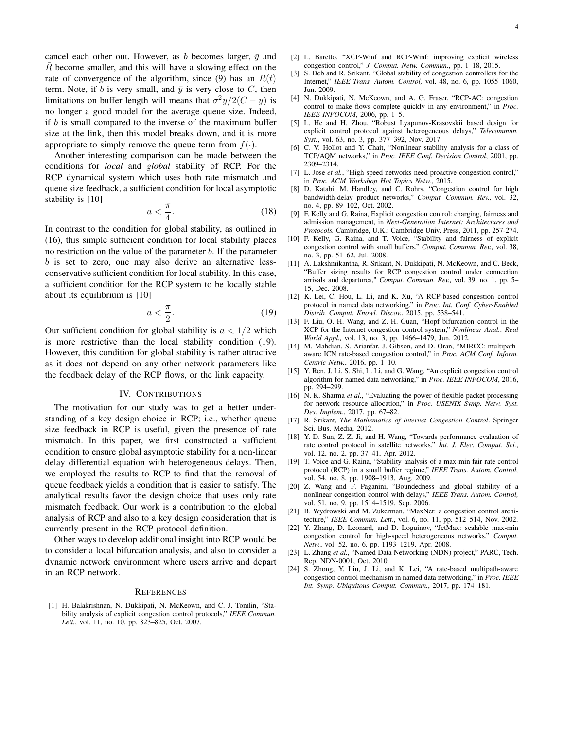cancel each other out. However, as $b$ becomes larger, $\bar{y}$ and $\bar{R}$ become smaller, and this will have a slowing effect on the rate of convergence of the algorithm, since (9) has an $R(t)$ term. Note, if $b$ is very small, and $\bar{y}$ is very close to $C$, then limitations on buffer length will means that $\sigma^2 y/2(C-y)$ is no longer a good model for the average queue size. Indeed, if $b$ is small compared to the inverse of the maximum buffer size at the link, then this model breaks down, and it is more appropriate to simply remove the queue term from $f(\cdot)$.

Another interesting comparison can be made between the conditions for *local* and *global* stability of RCP. For the RCP dynamical system which uses both rate mismatch and queue size feedback, a sufficient condition for local asymptotic stability is [10]

$$a < \frac{\pi}{4}. \tag{18}$$

In contrast to the condition for global stability, as outlined in (16), this simple sufficient condition for local stability places no restriction on the value of the parameter $b$. If the parameter $b$ is set to zero, one may also derive an alternative less-conservative sufficient condition for local stability. In this case, a sufficient condition for the RCP system to be locally stable about its equilibrium is [10]

$$a < \frac{\pi}{2}. \tag{19}$$

Our sufficient condition for global stability is $a < 1/2$ which is more restrictive than the local stability condition (19). However, this condition for global stability is rather attractive as it does not depend on any other network parameters like the feedback delay of the RCP flows, or the link capacity.

## IV. Contributions

The motivation for our study was to get a better understanding of a key design choice in RCP; i.e., whether queue size feedback in RCP is useful, given the presence of rate mismatch. In this paper, we first constructed a sufficient condition to ensure global asymptotic stability for a non-linear delay differential equation with heterogeneous delays. Then, we employed the results to RCP to find that the removal of queue feedback yields a condition that is easier to satisfy. The analytical results favor the design choice that uses only rate mismatch feedback. Our work is a contribution to the global analysis of RCP and also to a key design consideration that is currently present in the RCP protocol definition.

Other ways to develop additional insight into RCP would be to consider a local bifurcation analysis, and also to consider a dynamic network environment where users arrive and depart in an RCP network.

## References

[1] H. Balakrishnan, N. Dukkipati, N. McKeown, and C. J. Tomlin, "Stability analysis of explicit congestion control protocols," *IEEE Commun. Lett.*, vol. 11, no. 10, pp. 823–825, Oct. 2007.

[2] L. Baretto, "XCP-Winf and RCP-Winf: improving explicit wireless congestion control," *J. Comput. Netw. Commun.*, pp. 1–18, 2015.

[3] S. Deb and R. Srikant, "Global stability of congestion controllers for the Internet," *IEEE Trans. Autom. Control,* vol. 48, no. 6, pp. 1055–1060, Jun. 2009.

[4] N. Dukkipati, N. McKeown, and A. G. Fraser, "RCP-AC: congestion control to make flows complete quickly in any environment," in *Proc. IEEE INFOCOM*, 2006, pp. 1–5.

[5] L. He and H. Zhou, "Robust Lyapunov-Krasovskii based design for explicit control protocol against heterogeneous delays," *Telecommun. Syst.*, vol. 63, no. 3, pp. 377–392, Nov. 2017.

[6] C. V. Hollot and Y. Chait, "Nonlinear stability analysis for a class of TCP/AQM networks," in *Proc. IEEE Conf. Decision Control*, 2001, pp. 2309–2314.

[7] L. Jose *et al.*, "High speed networks need proactive congestion control," in *Proc. ACM Workshop Hot Topics Netw.*, 2015.

[8] D. Katabi, M. Handley, and C. Rohrs, "Congestion control for high bandwidth-delay product networks," *Comput. Commun. Rev.,* vol. 32, no. 4, pp. 89–102, Oct. 2002.

[9] F. Kelly and G. Raina, Explicit congestion control: charging, fairness and admission management, in *Next-Generation Internet: Architectures and Protocols.* Cambridge, U.K.: Cambridge Univ. Press, 2011, pp. 257-274.

[10] F. Kelly, G. Raina, and T. Voice, "Stability and fairness of explicit congestion control with small buffers," *Comput. Commun. Rev.,* vol. 38, no. 3, pp. 51–62, Jul. 2008.

[11] A. Lakshmikantha, R. Srikant, N. Dukkipati, N. McKeown, and C. Beck, "Buffer sizing results for RCP congestion control under connection arrivals and departures," *Comput. Commun. Rev.,* vol. 39, no. 1, pp. 5–15, Dec. 2008.

[12] K. Lei, C. Hou, L. Li, and K. Xu, "A RCP-based congestion control protocol in named data networking," in *Proc. Int. Conf. Cyber-Enabled Distrib. Comput. Knowl. Discov.*, 2015, pp. 538–541.

[13] F. Liu, O. H. Wang, and Z. H. Guan, "Hopf bifurcation control in the XCP for the Internet congestion control system," *Nonlinear Anal.: Real World Appl.,* vol. 13, no. 3, pp. 1466–1479, Jun. 2012.

[14] M. Mahdian, S. Arianfar, J. Gibson, and D. Oran, "MIRCC: multipath-aware ICN rate-based congestion control," in *Proc. ACM Conf. Inform. Centric Netw.*, 2016, pp. 1–10.

[15] Y. Ren, J. Li, S. Shi, L. Li, and G. Wang, "An explicit congestion control algorithm for named data networking," in *Proc. IEEE INFOCOM*, 2016, pp. 294–299.

[16] N. K. Sharma *et al.*, "Evaluating the power of flexible packet processing for network resource allocation," in *Proc. USENIX Symp. Netw. Syst. Des. Implem.*, 2017, pp. 67–82.

[17] R. Srikant, *The Mathematics of Internet Congestion Control*. Springer Sci. Bus. Media, 2012.

[18] Y. D. Sun, Z. Z. Ji, and H. Wang, "Towards performance evaluation of rate control protocol in satellite networks," *Int. J. Elec. Comput. Sci.*, vol. 12, no. 2, pp. 37–41, Apr. 2012.

[19] T. Voice and G. Raina, "Stability analysis of a max-min fair rate control protocol (RCP) in a small buffer regime," *IEEE Trans. Autom. Control,* vol. 54, no. 8, pp. 1908–1913, Aug. 2009.

[20] Z. Wang and F. Paganini, "Boundedness and global stability of a nonlinear congestion control with delays," *IEEE Trans. Autom. Control,* vol. 51, no. 9, pp. 1514–1519, Sep. 2006.

[21] B. Wydrowski and M. Zukerman, "MaxNet: a congestion control architecture," *IEEE Commun. Lett.*, vol. 6, no. 11, pp. 512–514, Nov. 2002.

[22] Y. Zhang, D. Leonard, and D. Loguinov, "JetMax: scalable max-min congestion control for high-speed heterogeneous networks," *Comput. Netw.*, vol. 52, no. 6, pp. 1193–1219, Apr. 2008.

[23] L. Zhang *et al.*, "Named Data Networking (NDN) project," PARC, Tech. Rep. NDN-0001, Oct. 2010.

[24] S. Zhong, Y. Liu, J. Li, and K. Lei, "A rate-based multipath-aware congestion control mechanism in named data networking," in *Proc. IEEE Int. Symp. Ubiquitous Comput. Commun.*, 2017, pp. 174–181.